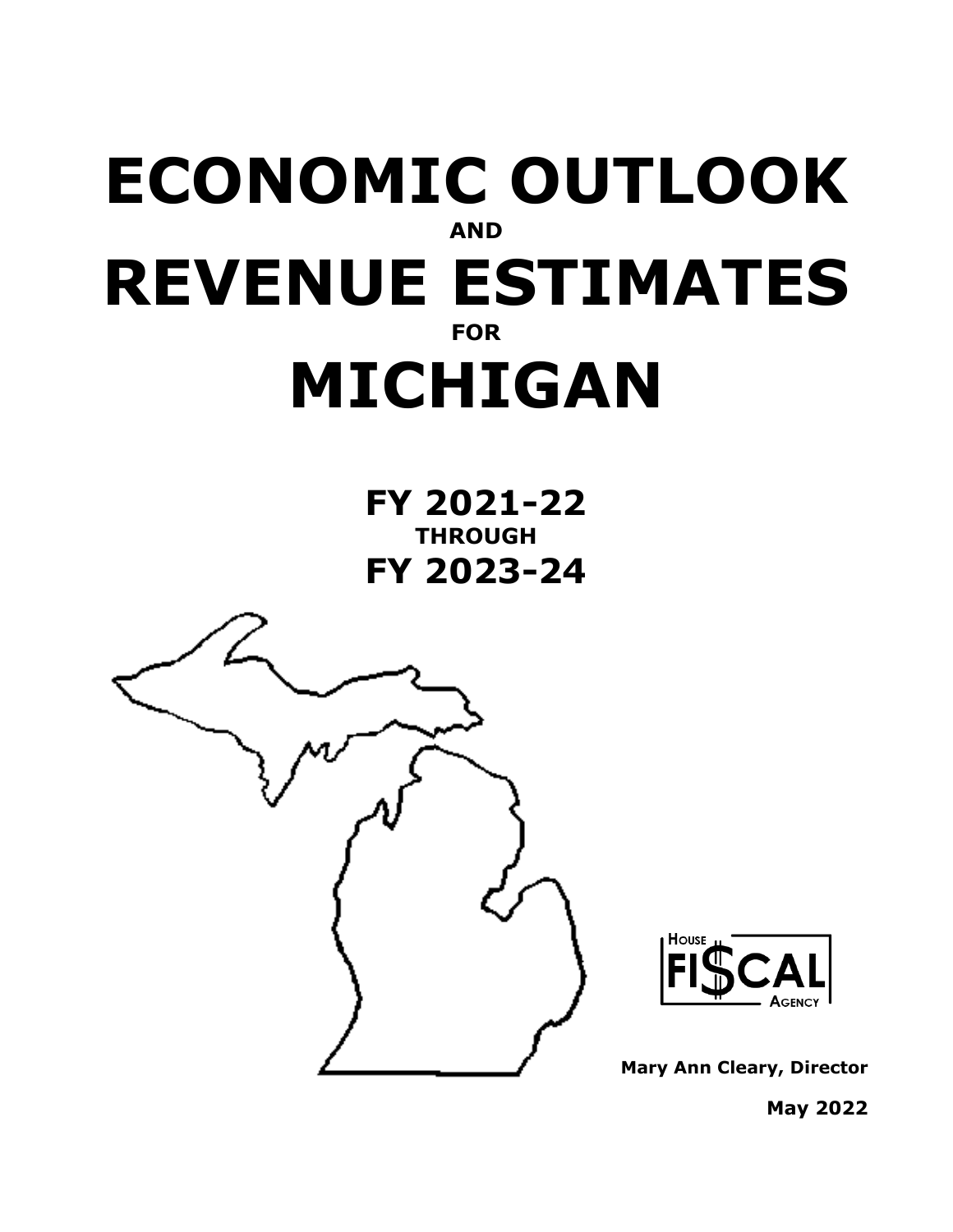# ECONOMIC OUTLOOK

**AND**

# REVENUE ESTIMATES

**FOR**

# MICHIGAN

## FY 2021-22

**THROUGH**

## FY 2023-24

HOUSE FISCAL AGENCY

**Mary Ann Cleary, Director**

**May 2022**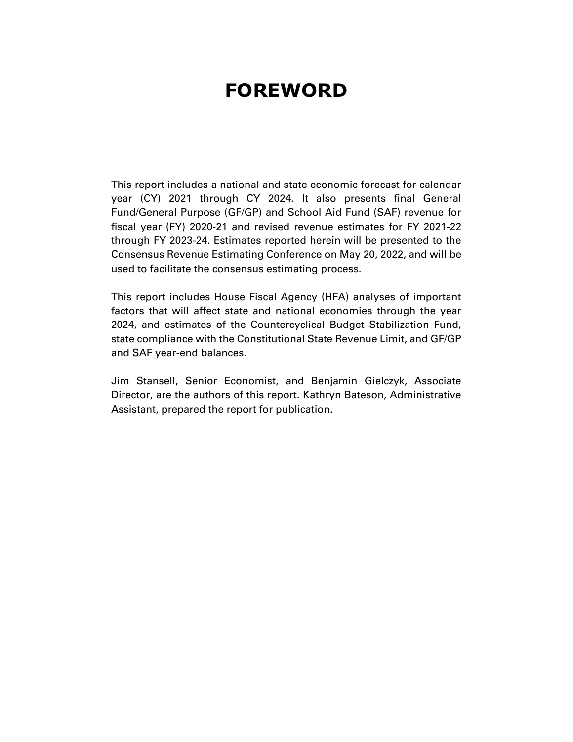# FOREWORD

This report includes a national and state economic forecast for calendar year (CY) 2021 through CY 2024. It also presents final General Fund/General Purpose (GF/GP) and School Aid Fund (SAF) revenue for fiscal year (FY) 2020-21 and revised revenue estimates for FY 2021-22 through FY 2023-24. Estimates reported herein will be presented to the Consensus Revenue Estimating Conference on May 20, 2022, and will be used to facilitate the consensus estimating process.

This report includes House Fiscal Agency (HFA) analyses of important factors that will affect state and national economies through the year 2024, and estimates of the Countercyclical Budget Stabilization Fund, state compliance with the Constitutional State Revenue Limit, and GF/GP and SAF year-end balances.

Jim Stansell, Senior Economist, and Benjamin Gielczyk, Associate Director, are the authors of this report. Kathryn Bateson, Administrative Assistant, prepared the report for publication.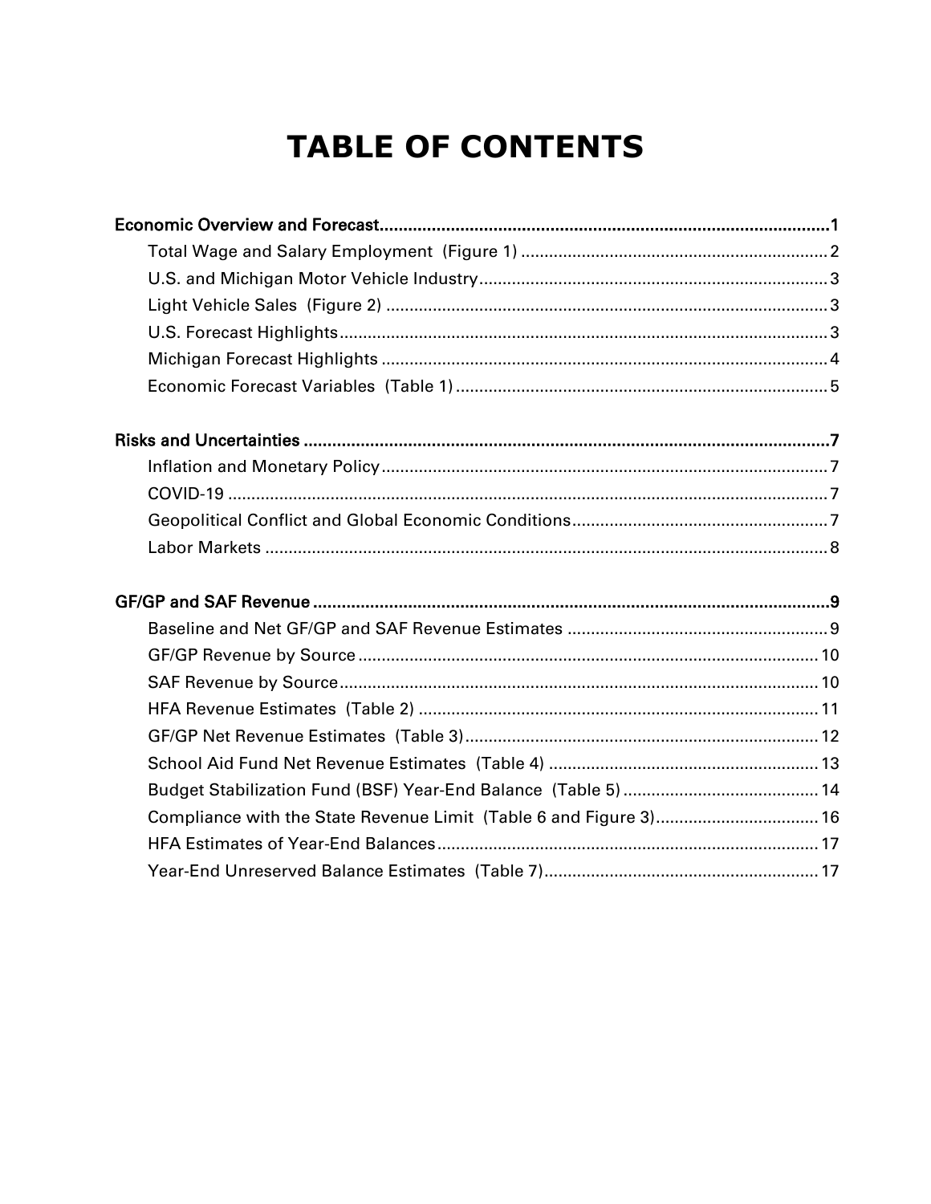# TABLE OF CONTENTS

**Economic Overview and Forecast** ..... 1

- Total Wage and Salary Employment (Figure 1) ..... 2
- U.S. and Michigan Motor Vehicle Industry ..... 3
- Light Vehicle Sales (Figure 2) ..... 3
- U.S. Forecast Highlights ..... 3
- Michigan Forecast Highlights ..... 4
- Economic Forecast Variables (Table 1) ..... 5

**Risks and Uncertainties** ..... 7

- Inflation and Monetary Policy ..... 7
- COVID-19 ..... 7
- Geopolitical Conflict and Global Economic Conditions ..... 7
- Labor Markets ..... 8

**GF/GP and SAF Revenue** ..... 9

- Baseline and Net GF/GP and SAF Revenue Estimates ..... 9
- GF/GP Revenue by Source ..... 10
- SAF Revenue by Source ..... 10
- HFA Revenue Estimates (Table 2) ..... 11
- GF/GP Net Revenue Estimates (Table 3) ..... 12
- School Aid Fund Net Revenue Estimates (Table 4) ..... 13
- Budget Stabilization Fund (BSF) Year-End Balance (Table 5) ..... 14
- Compliance with the State Revenue Limit (Table 6 and Figure 3) ..... 16
- HFA Estimates of Year-End Balances ..... 17
- Year-End Unreserved Balance Estimates (Table 7) ..... 17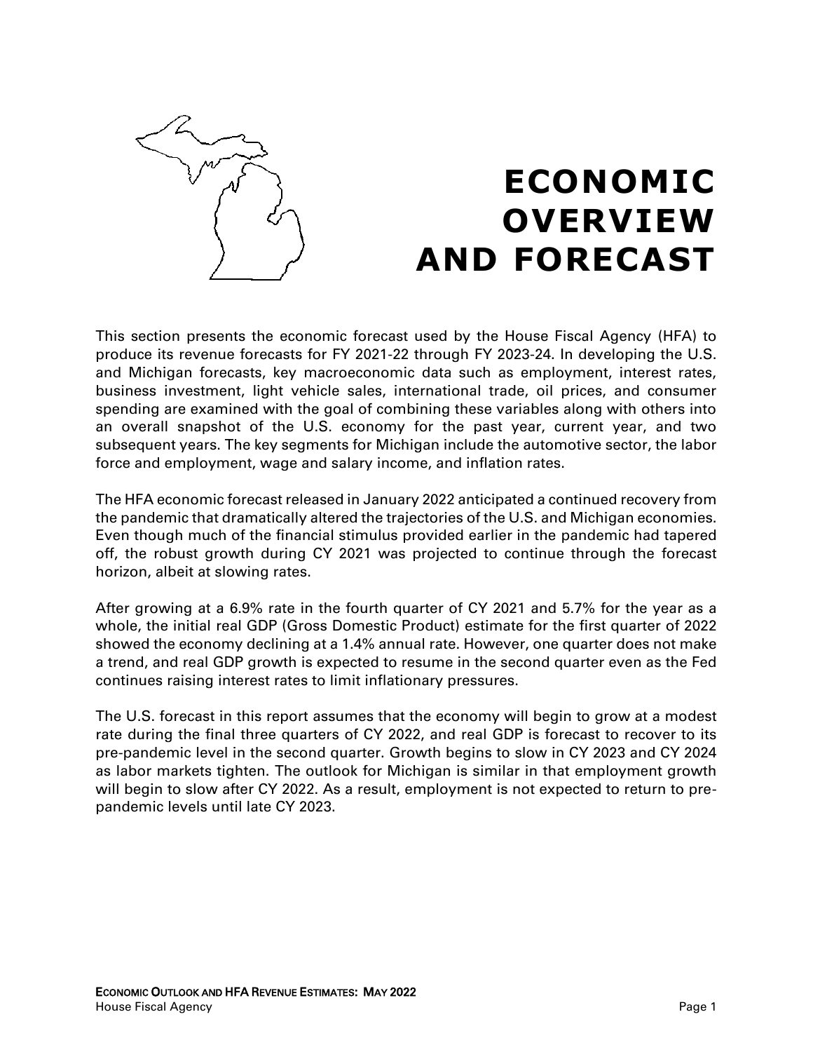# ECONOMIC OVERVIEW AND FORECAST

This section presents the economic forecast used by the House Fiscal Agency (HFA) to produce its revenue forecasts for FY 2021-22 through FY 2023-24. In developing the U.S. and Michigan forecasts, key macroeconomic data such as employment, interest rates, business investment, light vehicle sales, international trade, oil prices, and consumer spending are examined with the goal of combining these variables along with others into an overall snapshot of the U.S. economy for the past year, current year, and two subsequent years. The key segments for Michigan include the automotive sector, the labor force and employment, wage and salary income, and inflation rates.

The HFA economic forecast released in January 2022 anticipated a continued recovery from the pandemic that dramatically altered the trajectories of the U.S. and Michigan economies. Even though much of the financial stimulus provided earlier in the pandemic had tapered off, the robust growth during CY 2021 was projected to continue through the forecast horizon, albeit at slowing rates.

After growing at a 6.9% rate in the fourth quarter of CY 2021 and 5.7% for the year as a whole, the initial real GDP (Gross Domestic Product) estimate for the first quarter of 2022 showed the economy declining at a 1.4% annual rate. However, one quarter does not make a trend, and real GDP growth is expected to resume in the second quarter even as the Fed continues raising interest rates to limit inflationary pressures.

The U.S. forecast in this report assumes that the economy will begin to grow at a modest rate during the final three quarters of CY 2022, and real GDP is forecast to recover to its pre-pandemic level in the second quarter. Growth begins to slow in CY 2023 and CY 2024 as labor markets tighten. The outlook for Michigan is similar in that employment growth will begin to slow after CY 2022. As a result, employment is not expected to return to pre-pandemic levels until late CY 2023.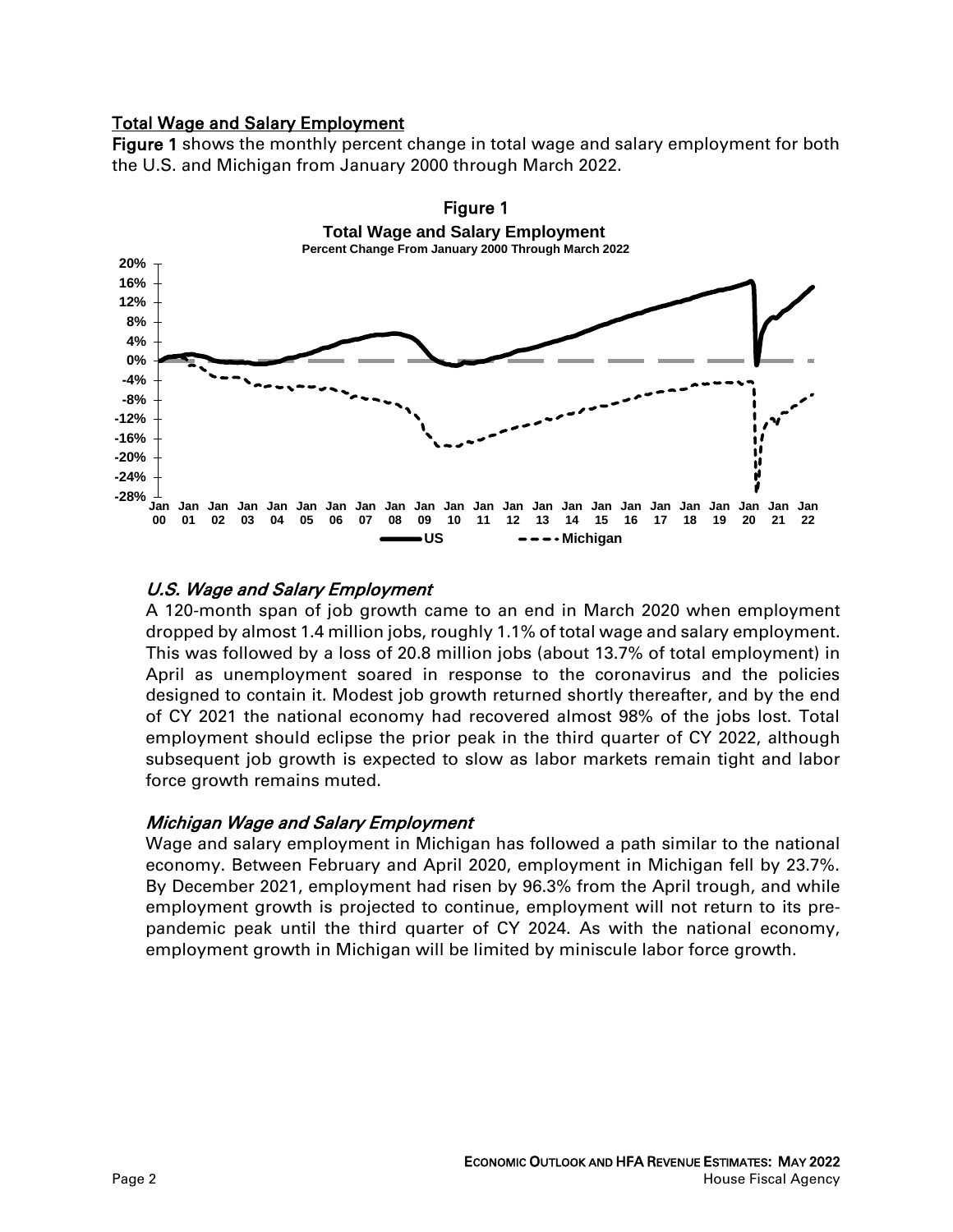## Total Wage and Salary Employment

**Figure 1** shows the monthly percent change in total wage and salary employment for both the U.S. and Michigan from January 2000 through March 2022.

Figure 1

**Total Wage and Salary Employment**

**Percent Change From January 2000 Through March 2022**

### *U.S. Wage and Salary Employment*

A 120-month span of job growth came to an end in March 2020 when employment dropped by almost 1.4 million jobs, roughly 1.1% of total wage and salary employment. This was followed by a loss of 20.8 million jobs (about 13.7% of total employment) in April as unemployment soared in response to the coronavirus and the policies designed to contain it. Modest job growth returned shortly thereafter, and by the end of CY 2021 the national economy had recovered almost 98% of the jobs lost. Total employment should eclipse the prior peak in the third quarter of CY 2022, although subsequent job growth is expected to slow as labor markets remain tight and labor force growth remains muted.

### *Michigan Wage and Salary Employment*

Wage and salary employment in Michigan has followed a path similar to the national economy. Between February and April 2020, employment in Michigan fell by 23.7%. By December 2021, employment had risen by 96.3% from the April trough, and while employment growth is projected to continue, employment will not return to its pre-pandemic peak until the third quarter of CY 2024. As with the national economy, employment growth in Michigan will be limited by miniscule labor force growth.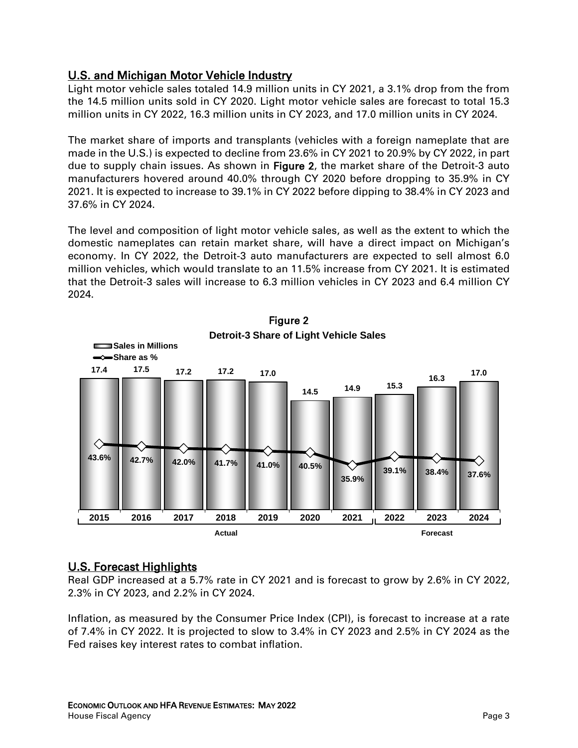## U.S. and Michigan Motor Vehicle Industry

Light motor vehicle sales totaled 14.9 million units in CY 2021, a 3.1% drop from the from the 14.5 million units sold in CY 2020. Light motor vehicle sales are forecast to total 15.3 million units in CY 2022, 16.3 million units in CY 2023, and 17.0 million units in CY 2024.

The market share of imports and transplants (vehicles with a foreign nameplate that are made in the U.S.) is expected to decline from 23.6% in CY 2021 to 20.9% by CY 2022, in part due to supply chain issues. As shown in **Figure 2**, the market share of the Detroit-3 auto manufacturers hovered around 40.0% through CY 2020 before dropping to 35.9% in CY 2021. It is expected to increase to 39.1% in CY 2022 before dipping to 38.4% in CY 2023 and 37.6% in CY 2024.

The level and composition of light motor vehicle sales, as well as the extent to which the domestic nameplates can retain market share, will have a direct impact on Michigan's economy. In CY 2022, the Detroit-3 auto manufacturers are expected to sell almost 6.0 million vehicles, which would translate to an 11.5% increase from CY 2021. It is estimated that the Detroit-3 sales will increase to 6.3 million vehicles in CY 2023 and 6.4 million CY 2024.

**Figure 2**

**Detroit-3 Share of Light Vehicle Sales**

| Year | Sales in Millions | Share as % | |
|---|---|---|---|
| 2015 | 17.4 | 43.6% | Actual |
| 2016 | 17.5 | 42.7% | Actual |
| 2017 | 17.2 | 42.0% | Actual |
| 2018 | 17.2 | 41.7% | Actual |
| 2019 | 17.0 | 41.0% | Actual |
| 2020 | 14.5 | 40.5% | Actual |
| 2021 | 14.9 | 35.9% | Actual |
| 2022 | 15.3 | 39.1% | Forecast |
| 2023 | 16.3 | 38.4% | Forecast |
| 2024 | 17.0 | 37.6% | Forecast |

## U.S. Forecast Highlights

Real GDP increased at a 5.7% rate in CY 2021 and is forecast to grow by 2.6% in CY 2022, 2.3% in CY 2023, and 2.2% in CY 2024.

Inflation, as measured by the Consumer Price Index (CPI), is forecast to increase at a rate of 7.4% in CY 2022. It is projected to slow to 3.4% in CY 2023 and 2.5% in CY 2024 as the Fed raises key interest rates to combat inflation.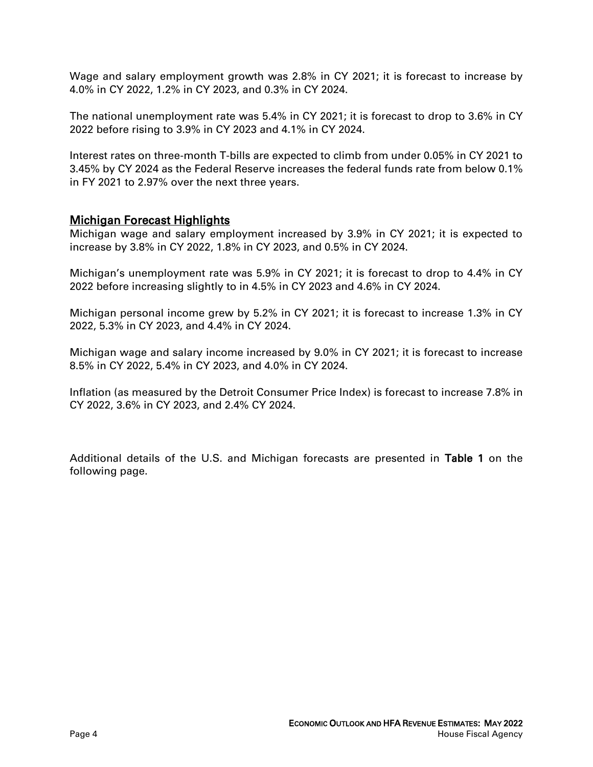Wage and salary employment growth was 2.8% in CY 2021; it is forecast to increase by 4.0% in CY 2022, 1.2% in CY 2023, and 0.3% in CY 2024.

The national unemployment rate was 5.4% in CY 2021; it is forecast to drop to 3.6% in CY 2022 before rising to 3.9% in CY 2023 and 4.1% in CY 2024.

Interest rates on three-month T-bills are expected to climb from under 0.05% in CY 2021 to 3.45% by CY 2024 as the Federal Reserve increases the federal funds rate from below 0.1% in FY 2021 to 2.97% over the next three years.

## Michigan Forecast Highlights

Michigan wage and salary employment increased by 3.9% in CY 2021; it is expected to increase by 3.8% in CY 2022, 1.8% in CY 2023, and 0.5% in CY 2024.

Michigan's unemployment rate was 5.9% in CY 2021; it is forecast to drop to 4.4% in CY 2022 before increasing slightly to in 4.5% in CY 2023 and 4.6% in CY 2024.

Michigan personal income grew by 5.2% in CY 2021; it is forecast to increase 1.3% in CY 2022, 5.3% in CY 2023, and 4.4% in CY 2024.

Michigan wage and salary income increased by 9.0% in CY 2021; it is forecast to increase 8.5% in CY 2022, 5.4% in CY 2023, and 4.0% in CY 2024.

Inflation (as measured by the Detroit Consumer Price Index) is forecast to increase 7.8% in CY 2022, 3.6% in CY 2023, and 2.4% CY 2024.

Additional details of the U.S. and Michigan forecasts are presented in **Table 1** on the following page.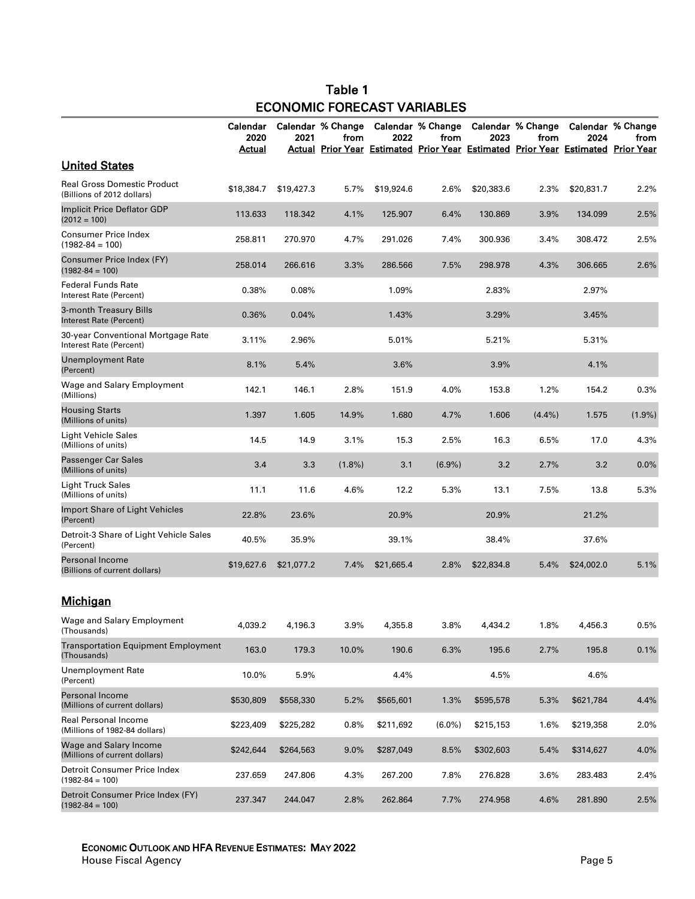# Table 1
## ECONOMIC FORECAST VARIABLES

| | Calendar 2020 Actual | Calendar 2021 Actual | % Change from Prior Year | Calendar 2022 Estimated | % Change from Prior Year | Calendar 2023 Estimated | % Change from Prior Year | Calendar 2024 Estimated | % Change from Prior Year |
|---|---|---|---|---|---|---|---|---|---|
| **United States** | | | | | | | | | |
| Real Gross Domestic Product (Billions of 2012 dollars) | $18,384.7 | $19,427.3 | 5.7% | $19,924.6 | 2.6% | $20,383.6 | 2.3% | $20,831.7 | 2.2% |
| Implicit Price Deflator GDP (2012 = 100) | 113.633 | 118.342 | 4.1% | 125.907 | 6.4% | 130.869 | 3.9% | 134.099 | 2.5% |
| Consumer Price Index (1982-84 = 100) | 258.811 | 270.970 | 4.7% | 291.026 | 7.4% | 300.936 | 3.4% | 308.472 | 2.5% |
| Consumer Price Index (FY) (1982-84 = 100) | 258.014 | 266.616 | 3.3% | 286.566 | 7.5% | 298.978 | 4.3% | 306.665 | 2.6% |
| Federal Funds Rate Interest Rate (Percent) | 0.38% | 0.08% | | 1.09% | | 2.83% | | 2.97% | |
| 3-month Treasury Bills Interest Rate (Percent) | 0.36% | 0.04% | | 1.43% | | 3.29% | | 3.45% | |
| 30-year Conventional Mortgage Rate Interest Rate (Percent) | 3.11% | 2.96% | | 5.01% | | 5.21% | | 5.31% | |
| Unemployment Rate (Percent) | 8.1% | 5.4% | | 3.6% | | 3.9% | | 4.1% | |
| Wage and Salary Employment (Millions) | 142.1 | 146.1 | 2.8% | 151.9 | 4.0% | 153.8 | 1.2% | 154.2 | 0.3% |
| Housing Starts (Millions of units) | 1.397 | 1.605 | 14.9% | 1.680 | 4.7% | 1.606 | (4.4%) | 1.575 | (1.9%) |
| Light Vehicle Sales (Millions of units) | 14.5 | 14.9 | 3.1% | 15.3 | 2.5% | 16.3 | 6.5% | 17.0 | 4.3% |
| Passenger Car Sales (Millions of units) | 3.4 | 3.3 | (1.8%) | 3.1 | (6.9%) | 3.2 | 2.7% | 3.2 | 0.0% |
| Light Truck Sales (Millions of units) | 11.1 | 11.6 | 4.6% | 12.2 | 5.3% | 13.1 | 7.5% | 13.8 | 5.3% |
| Import Share of Light Vehicles (Percent) | 22.8% | 23.6% | | 20.9% | | 20.9% | | 21.2% | |
| Detroit-3 Share of Light Vehicle Sales (Percent) | 40.5% | 35.9% | | 39.1% | | 38.4% | | 37.6% | |
| Personal Income (Billions of current dollars) | $19,627.6 | $21,077.2 | 7.4% | $21,665.4 | 2.8% | $22,834.8 | 5.4% | $24,002.0 | 5.1% |
| **Michigan** | | | | | | | | | |
| Wage and Salary Employment (Thousands) | 4,039.2 | 4,196.3 | 3.9% | 4,355.8 | 3.8% | 4,434.2 | 1.8% | 4,456.3 | 0.5% |
| Transportation Equipment Employment (Thousands) | 163.0 | 179.3 | 10.0% | 190.6 | 6.3% | 195.6 | 2.7% | 195.8 | 0.1% |
| Unemployment Rate (Percent) | 10.0% | 5.9% | | 4.4% | | 4.5% | | 4.6% | |
| Personal Income (Millions of current dollars) | $530,809 | $558,330 | 5.2% | $565,601 | 1.3% | $595,578 | 5.3% | $621,784 | 4.4% |
| Real Personal Income (Millions of 1982-84 dollars) | $223,409 | $225,282 | 0.8% | $211,692 | (6.0%) | $215,153 | 1.6% | $219,358 | 2.0% |
| Wage and Salary Income (Millions of current dollars) | $242,644 | $264,563 | 9.0% | $287,049 | 8.5% | $302,603 | 5.4% | $314,627 | 4.0% |
| Detroit Consumer Price Index (1982-84 = 100) | 237.659 | 247.806 | 4.3% | 267.200 | 7.8% | 276.828 | 3.6% | 283.483 | 2.4% |
| Detroit Consumer Price Index (FY) (1982-84 = 100) | 237.347 | 244.047 | 2.8% | 262.864 | 7.7% | 274.958 | 4.6% | 281.890 | 2.5% |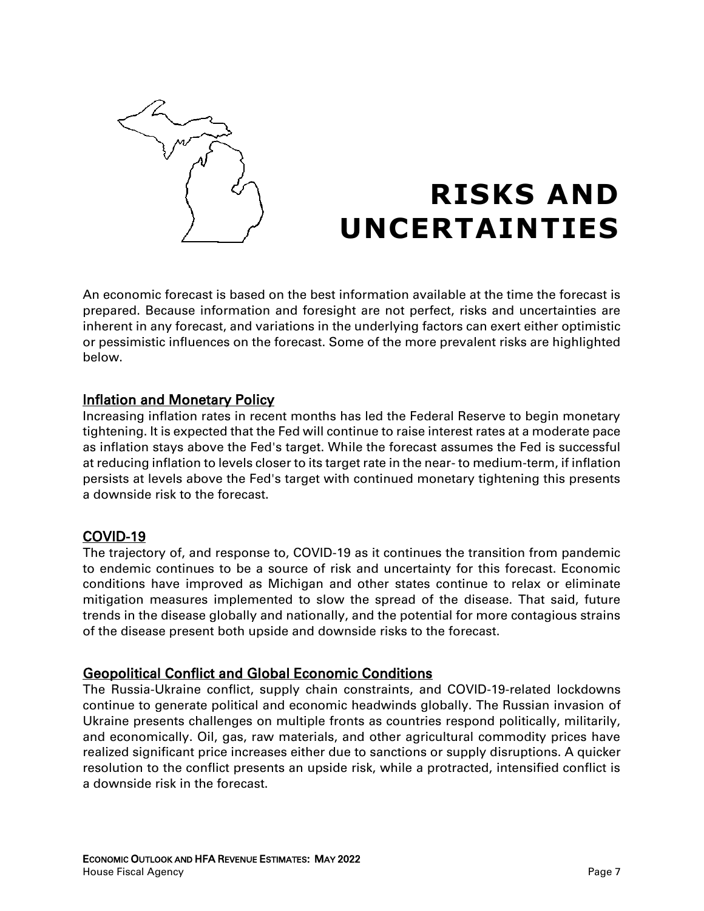# RISKS AND UNCERTAINTIES

An economic forecast is based on the best information available at the time the forecast is prepared. Because information and foresight are not perfect, risks and uncertainties are inherent in any forecast, and variations in the underlying factors can exert either optimistic or pessimistic influences on the forecast. Some of the more prevalent risks are highlighted below.

## Inflation and Monetary Policy

Increasing inflation rates in recent months has led the Federal Reserve to begin monetary tightening. It is expected that the Fed will continue to raise interest rates at a moderate pace as inflation stays above the Fed's target. While the forecast assumes the Fed is successful at reducing inflation to levels closer to its target rate in the near- to medium-term, if inflation persists at levels above the Fed's target with continued monetary tightening this presents a downside risk to the forecast.

## COVID-19

The trajectory of, and response to, COVID-19 as it continues the transition from pandemic to endemic continues to be a source of risk and uncertainty for this forecast. Economic conditions have improved as Michigan and other states continue to relax or eliminate mitigation measures implemented to slow the spread of the disease. That said, future trends in the disease globally and nationally, and the potential for more contagious strains of the disease present both upside and downside risks to the forecast.

## Geopolitical Conflict and Global Economic Conditions

The Russia-Ukraine conflict, supply chain constraints, and COVID-19-related lockdowns continue to generate political and economic headwinds globally. The Russian invasion of Ukraine presents challenges on multiple fronts as countries respond politically, militarily, and economically. Oil, gas, raw materials, and other agricultural commodity prices have realized significant price increases either due to sanctions or supply disruptions. A quicker resolution to the conflict presents an upside risk, while a protracted, intensified conflict is a downside risk in the forecast.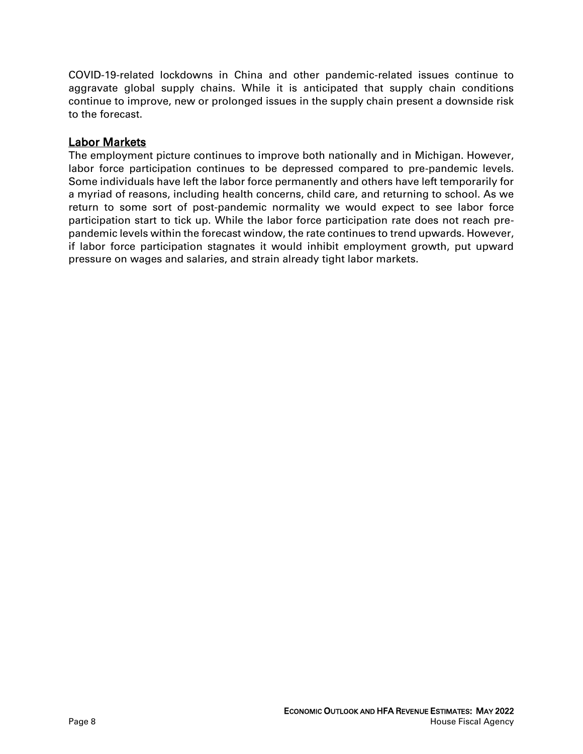COVID-19-related lockdowns in China and other pandemic-related issues continue to aggravate global supply chains. While it is anticipated that supply chain conditions continue to improve, new or prolonged issues in the supply chain present a downside risk to the forecast.

## Labor Markets

The employment picture continues to improve both nationally and in Michigan. However, labor force participation continues to be depressed compared to pre-pandemic levels. Some individuals have left the labor force permanently and others have left temporarily for a myriad of reasons, including health concerns, child care, and returning to school. As we return to some sort of post-pandemic normality we would expect to see labor force participation start to tick up. While the labor force participation rate does not reach pre-pandemic levels within the forecast window, the rate continues to trend upwards. However, if labor force participation stagnates it would inhibit employment growth, put upward pressure on wages and salaries, and strain already tight labor markets.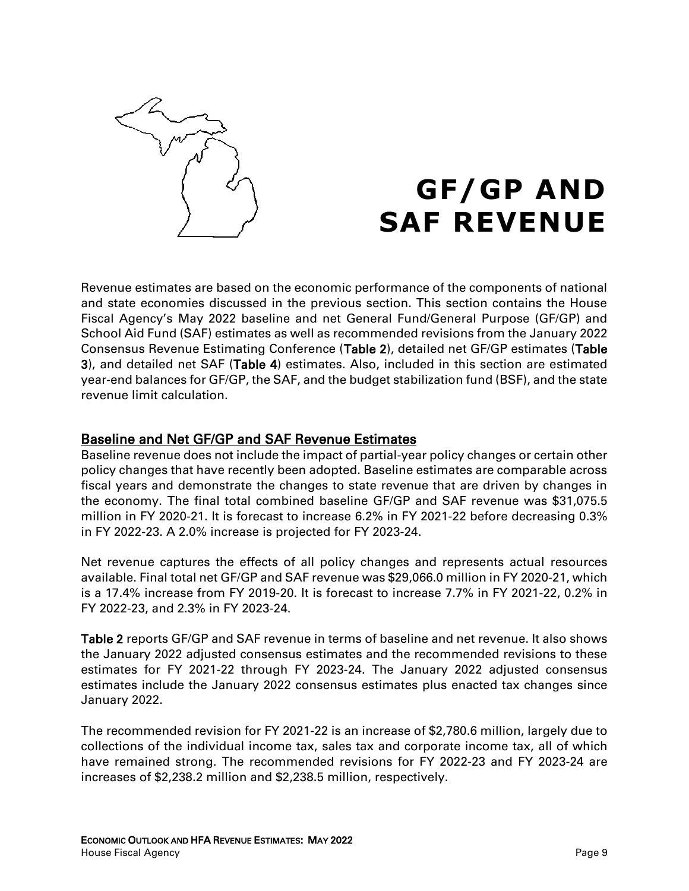# GF/GP AND SAF REVENUE

Revenue estimates are based on the economic performance of the components of national and state economies discussed in the previous section. This section contains the House Fiscal Agency's May 2022 baseline and net General Fund/General Purpose (GF/GP) and School Aid Fund (SAF) estimates as well as recommended revisions from the January 2022 Consensus Revenue Estimating Conference (**Table 2**), detailed net GF/GP estimates (**Table 3**), and detailed net SAF (**Table 4**) estimates. Also, included in this section are estimated year-end balances for GF/GP, the SAF, and the budget stabilization fund (BSF), and the state revenue limit calculation.

## Baseline and Net GF/GP and SAF Revenue Estimates

Baseline revenue does not include the impact of partial-year policy changes or certain other policy changes that have recently been adopted. Baseline estimates are comparable across fiscal years and demonstrate the changes to state revenue that are driven by changes in the economy. The final total combined baseline GF/GP and SAF revenue was $31,075.5 million in FY 2020-21. It is forecast to increase 6.2% in FY 2021-22 before decreasing 0.3% in FY 2022-23. A 2.0% increase is projected for FY 2023-24.

Net revenue captures the effects of all policy changes and represents actual resources available. Final total net GF/GP and SAF revenue was $29,066.0 million in FY 2020-21, which is a 17.4% increase from FY 2019-20. It is forecast to increase 7.7% in FY 2021-22, 0.2% in FY 2022-23, and 2.3% in FY 2023-24.

**Table 2** reports GF/GP and SAF revenue in terms of baseline and net revenue. It also shows the January 2022 adjusted consensus estimates and the recommended revisions to these estimates for FY 2021-22 through FY 2023-24. The January 2022 adjusted consensus estimates include the January 2022 consensus estimates plus enacted tax changes since January 2022.

The recommended revision for FY 2021-22 is an increase of $2,780.6 million, largely due to collections of the individual income tax, sales tax and corporate income tax, all of which have remained strong. The recommended revisions for FY 2022-23 and FY 2023-24 are increases of $2,238.2 million and $2,238.5 million, respectively.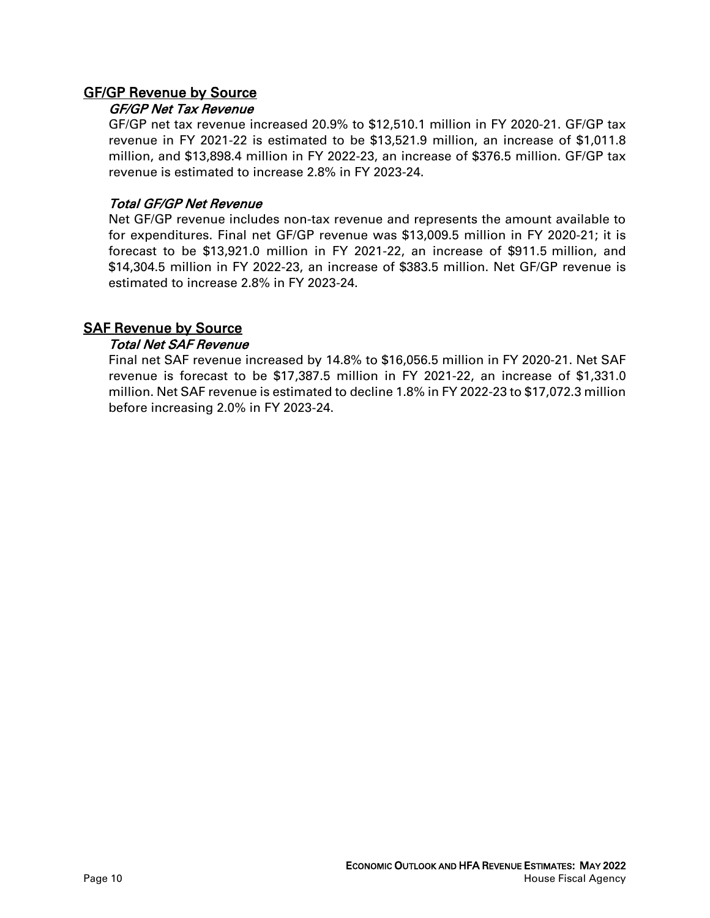## GF/GP Revenue by Source

### *GF/GP Net Tax Revenue*

GF/GP net tax revenue increased 20.9% to $12,510.1 million in FY 2020-21. GF/GP tax revenue in FY 2021-22 is estimated to be $13,521.9 million, an increase of $1,011.8 million, and $13,898.4 million in FY 2022-23, an increase of $376.5 million. GF/GP tax revenue is estimated to increase 2.8% in FY 2023-24.

### *Total GF/GP Net Revenue*

Net GF/GP revenue includes non-tax revenue and represents the amount available to for expenditures. Final net GF/GP revenue was $13,009.5 million in FY 2020-21; it is forecast to be $13,921.0 million in FY 2021-22, an increase of $911.5 million, and $14,304.5 million in FY 2022-23, an increase of $383.5 million. Net GF/GP revenue is estimated to increase 2.8% in FY 2023-24.

## SAF Revenue by Source

### *Total Net SAF Revenue*

Final net SAF revenue increased by 14.8% to $16,056.5 million in FY 2020-21. Net SAF revenue is forecast to be $17,387.5 million in FY 2021-22, an increase of $1,331.0 million. Net SAF revenue is estimated to decline 1.8% in FY 2022-23 to $17,072.3 million before increasing 2.0% in FY 2023-24.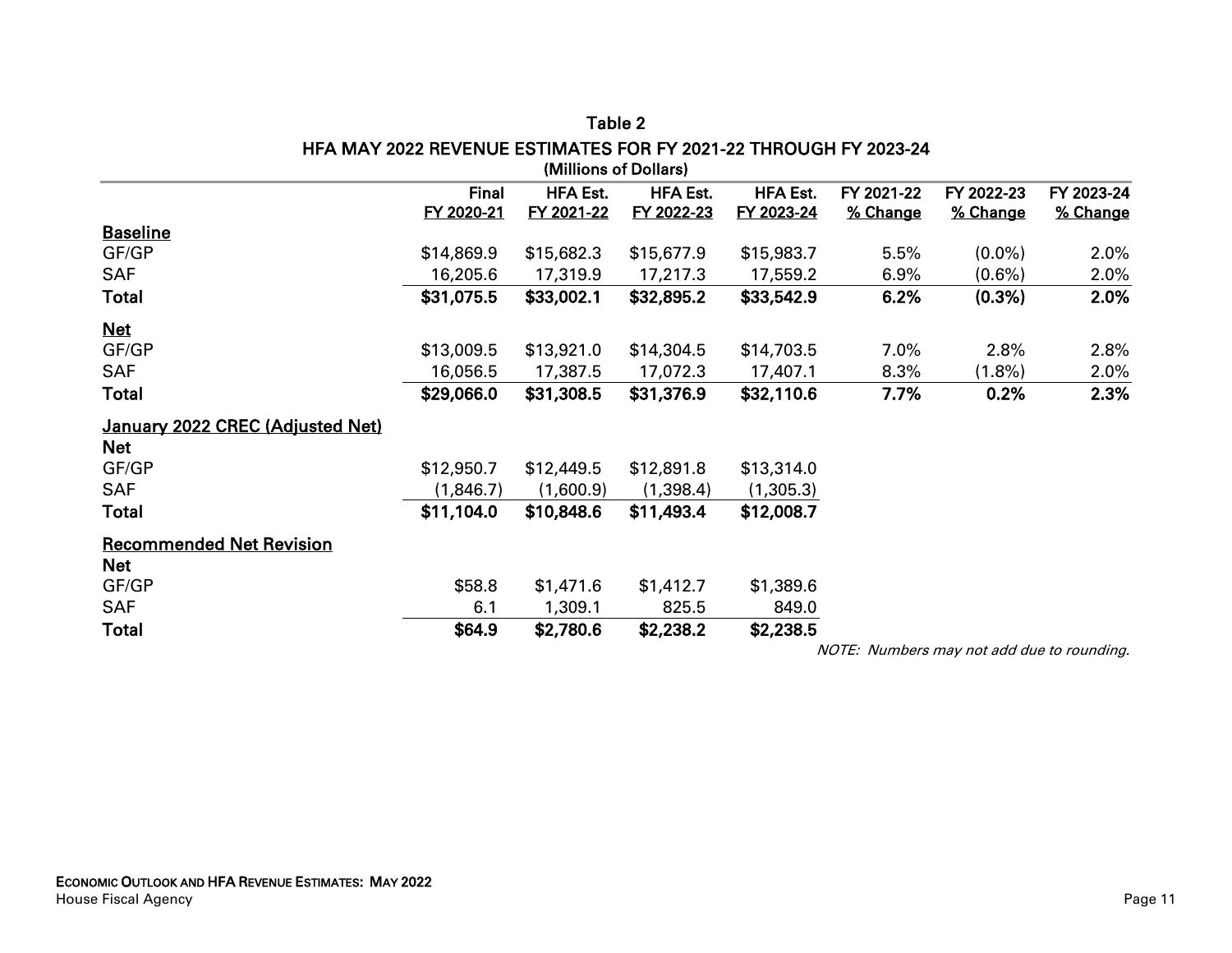## Table 2

### HFA MAY 2022 REVENUE ESTIMATES FOR FY 2021-22 THROUGH FY 2023-24

(Millions of Dollars)

| | Final FY 2020-21 | HFA Est. FY 2021-22 | HFA Est. FY 2022-23 | HFA Est. FY 2023-24 | FY 2021-22 % Change | FY 2022-23 % Change | FY 2023-24 % Change |
|---|---|---|---|---|---|---|---|
| **Baseline** | | | | | | | |
| GF/GP | $14,869.9 | $15,682.3 | $15,677.9 | $15,983.7 | 5.5% | (0.0%) | 2.0% |
| SAF | 16,205.6 | 17,319.9 | 17,217.3 | 17,559.2 | 6.9% | (0.6%) | 2.0% |
| **Total** | **$31,075.5** | **$33,002.1** | **$32,895.2** | **$33,542.9** | **6.2%** | **(0.3%)** | **2.0%** |
| **Net** | | | | | | | |
| GF/GP | $13,009.5 | $13,921.0 | $14,304.5 | $14,703.5 | 7.0% | 2.8% | 2.8% |
| SAF | 16,056.5 | 17,387.5 | 17,072.3 | 17,407.1 | 8.3% | (1.8%) | 2.0% |
| **Total** | **$29,066.0** | **$31,308.5** | **$31,376.9** | **$32,110.6** | **7.7%** | **0.2%** | **2.3%** |
| **January 2022 CREC (Adjusted Net)** | | | | | | | |
| **Net** | | | | | | | |
| GF/GP | $12,950.7 | $12,449.5 | $12,891.8 | $13,314.0 | | | |
| SAF | (1,846.7) | (1,600.9) | (1,398.4) | (1,305.3) | | | |
| **Total** | **$11,104.0** | **$10,848.6** | **$11,493.4** | **$12,008.7** | | | |
| **Recommended Net Revision** | | | | | | | |
| **Net** | | | | | | | |
| GF/GP | $58.8 | $1,471.6 | $1,412.7 | $1,389.6 | | | |
| SAF | 6.1 | 1,309.1 | 825.5 | 849.0 | | | |
| **Total** | **$64.9** | **$2,780.6** | **$2,238.2** | **$2,238.5** | | | |

*NOTE: Numbers may not add due to rounding.*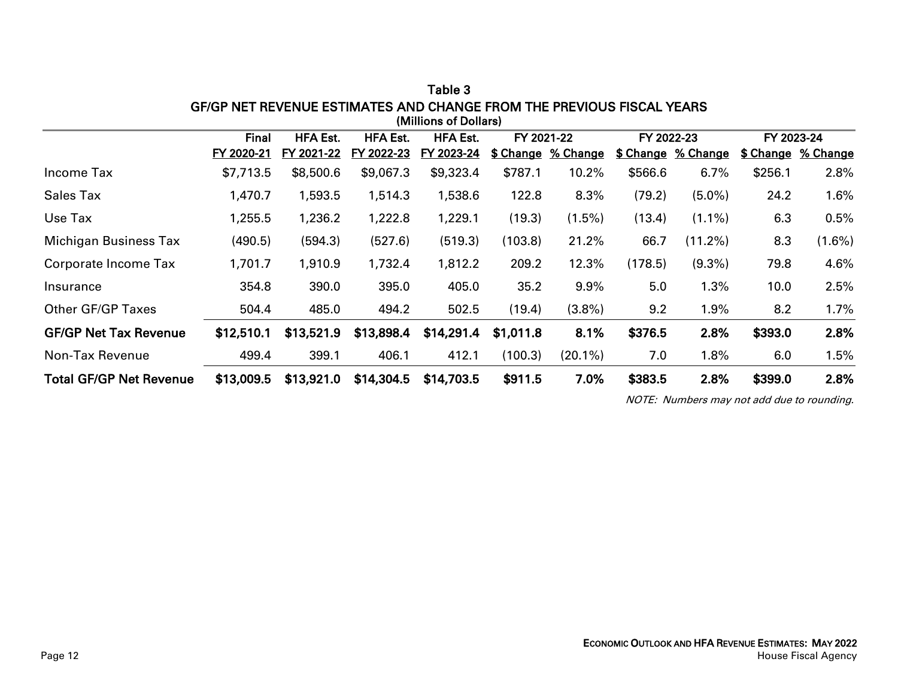## Table 3

### GF/GP NET REVENUE ESTIMATES AND CHANGE FROM THE PREVIOUS FISCAL YEARS

(Millions of Dollars)

| | Final | HFA Est. | HFA Est. | HFA Est. | FY 2021-22 | | FY 2022-23 | | FY 2023-24 | |
|---|---|---|---|---|---|---|---|---|---|---|
| | FY 2020-21 | FY 2021-22 | FY 2022-23 | FY 2023-24 | $ Change | % Change | $ Change | % Change | $ Change | % Change |
| Income Tax | $7,713.5 | $8,500.6 | $9,067.3 | $9,323.4 | $787.1 | 10.2% | $566.6 | 6.7% | $256.1 | 2.8% |
| Sales Tax | 1,470.7 | 1,593.5 | 1,514.3 | 1,538.6 | 122.8 | 8.3% | (79.2) | (5.0%) | 24.2 | 1.6% |
| Use Tax | 1,255.5 | 1,236.2 | 1,222.8 | 1,229.1 | (19.3) | (1.5%) | (13.4) | (1.1%) | 6.3 | 0.5% |
| Michigan Business Tax | (490.5) | (594.3) | (527.6) | (519.3) | (103.8) | 21.2% | 66.7 | (11.2%) | 8.3 | (1.6%) |
| Corporate Income Tax | 1,701.7 | 1,910.9 | 1,732.4 | 1,812.2 | 209.2 | 12.3% | (178.5) | (9.3%) | 79.8 | 4.6% |
| Insurance | 354.8 | 390.0 | 395.0 | 405.0 | 35.2 | 9.9% | 5.0 | 1.3% | 10.0 | 2.5% |
| Other GF/GP Taxes | 504.4 | 485.0 | 494.2 | 502.5 | (19.4) | (3.8%) | 9.2 | 1.9% | 8.2 | 1.7% |
| **GF/GP Net Tax Revenue** | **$12,510.1** | **$13,521.9** | **$13,898.4** | **$14,291.4** | **$1,011.8** | **8.1%** | **$376.5** | **2.8%** | **$393.0** | **2.8%** |
| Non-Tax Revenue | 499.4 | 399.1 | 406.1 | 412.1 | (100.3) | (20.1%) | 7.0 | 1.8% | 6.0 | 1.5% |
| **Total GF/GP Net Revenue** | **$13,009.5** | **$13,921.0** | **$14,304.5** | **$14,703.5** | **$911.5** | **7.0%** | **$383.5** | **2.8%** | **$399.0** | **2.8%** |

*NOTE: Numbers may not add due to rounding.*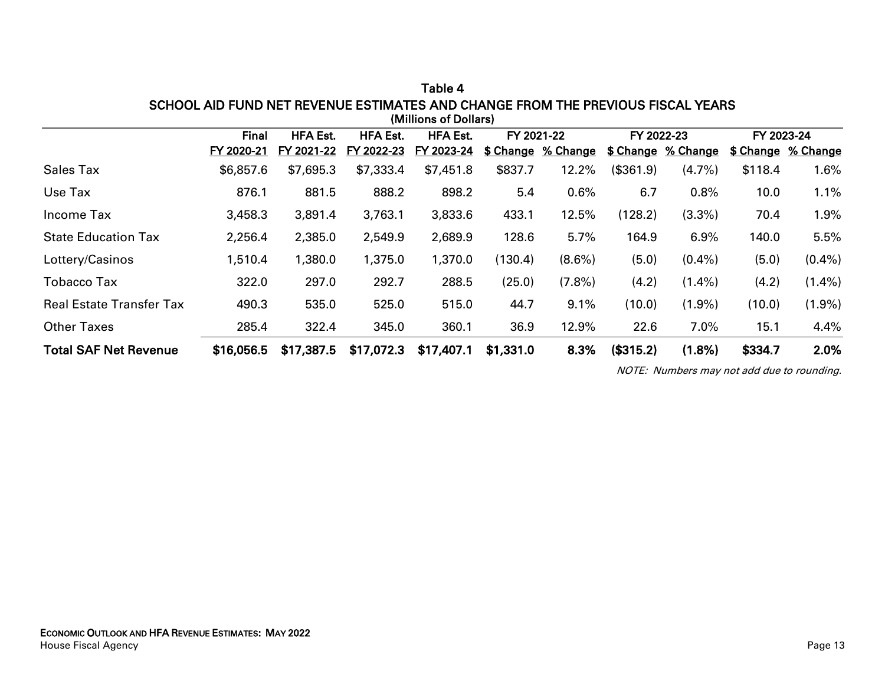# Table 4

## SCHOOL AID FUND NET REVENUE ESTIMATES AND CHANGE FROM THE PREVIOUS FISCAL YEARS

(Millions of Dollars)

| | Final | HFA Est. | HFA Est. | HFA Est. | FY 2021-22 | | FY 2022-23 | | FY 2023-24 | |
|---|---|---|---|---|---|---|---|---|---|---|
| | FY 2020-21 | FY 2021-22 | FY 2022-23 | FY 2023-24 | $ Change | % Change | $ Change | % Change | $ Change | % Change |
| Sales Tax | $6,857.6 | $7,695.3 | $7,333.4 | $7,451.8 | $837.7 | 12.2% | ($361.9) | (4.7%) | $118.4 | 1.6% |
| Use Tax | 876.1 | 881.5 | 888.2 | 898.2 | 5.4 | 0.6% | 6.7 | 0.8% | 10.0 | 1.1% |
| Income Tax | 3,458.3 | 3,891.4 | 3,763.1 | 3,833.6 | 433.1 | 12.5% | (128.2) | (3.3%) | 70.4 | 1.9% |
| State Education Tax | 2,256.4 | 2,385.0 | 2,549.9 | 2,689.9 | 128.6 | 5.7% | 164.9 | 6.9% | 140.0 | 5.5% |
| Lottery/Casinos | 1,510.4 | 1,380.0 | 1,375.0 | 1,370.0 | (130.4) | (8.6%) | (5.0) | (0.4%) | (5.0) | (0.4%) |
| Tobacco Tax | 322.0 | 297.0 | 292.7 | 288.5 | (25.0) | (7.8%) | (4.2) | (1.4%) | (4.2) | (1.4%) |
| Real Estate Transfer Tax | 490.3 | 535.0 | 525.0 | 515.0 | 44.7 | 9.1% | (10.0) | (1.9%) | (10.0) | (1.9%) |
| Other Taxes | 285.4 | 322.4 | 345.0 | 360.1 | 36.9 | 12.9% | 22.6 | 7.0% | 15.1 | 4.4% |
| **Total SAF Net Revenue** | **$16,056.5** | **$17,387.5** | **$17,072.3** | **$17,407.1** | **$1,331.0** | **8.3%** | **($315.2)** | **(1.8%)** | **$334.7** | **2.0%** |

*NOTE: Numbers may not add due to rounding.*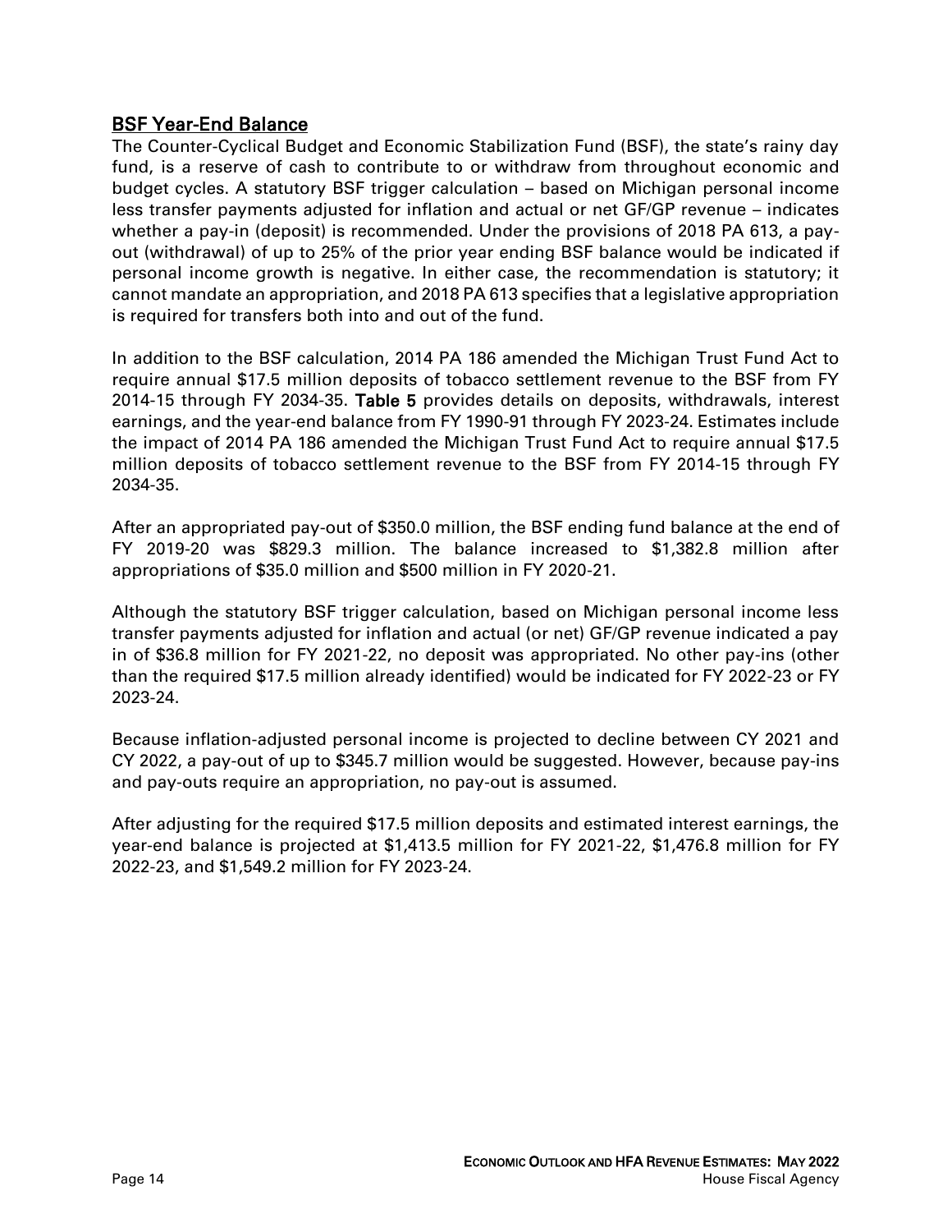## BSF Year-End Balance

The Counter-Cyclical Budget and Economic Stabilization Fund (BSF), the state's rainy day fund, is a reserve of cash to contribute to or withdraw from throughout economic and budget cycles. A statutory BSF trigger calculation – based on Michigan personal income less transfer payments adjusted for inflation and actual or net GF/GP revenue – indicates whether a pay-in (deposit) is recommended. Under the provisions of 2018 PA 613, a pay-out (withdrawal) of up to 25% of the prior year ending BSF balance would be indicated if personal income growth is negative. In either case, the recommendation is statutory; it cannot mandate an appropriation, and 2018 PA 613 specifies that a legislative appropriation is required for transfers both into and out of the fund.

In addition to the BSF calculation, 2014 PA 186 amended the Michigan Trust Fund Act to require annual $17.5 million deposits of tobacco settlement revenue to the BSF from FY 2014-15 through FY 2034-35. **Table 5** provides details on deposits, withdrawals, interest earnings, and the year-end balance from FY 1990-91 through FY 2023-24. Estimates include the impact of 2014 PA 186 amended the Michigan Trust Fund Act to require annual $17.5 million deposits of tobacco settlement revenue to the BSF from FY 2014-15 through FY 2034-35.

After an appropriated pay-out of $350.0 million, the BSF ending fund balance at the end of FY 2019-20 was $829.3 million. The balance increased to $1,382.8 million after appropriations of $35.0 million and $500 million in FY 2020-21.

Although the statutory BSF trigger calculation, based on Michigan personal income less transfer payments adjusted for inflation and actual (or net) GF/GP revenue indicated a pay in of $36.8 million for FY 2021-22, no deposit was appropriated. No other pay-ins (other than the required $17.5 million already identified) would be indicated for FY 2022-23 or FY 2023-24.

Because inflation-adjusted personal income is projected to decline between CY 2021 and CY 2022, a pay-out of up to $345.7 million would be suggested. However, because pay-ins and pay-outs require an appropriation, no pay-out is assumed.

After adjusting for the required $17.5 million deposits and estimated interest earnings, the year-end balance is projected at $1,413.5 million for FY 2021-22, $1,476.8 million for FY 2022-23, and $1,549.2 million for FY 2023-24.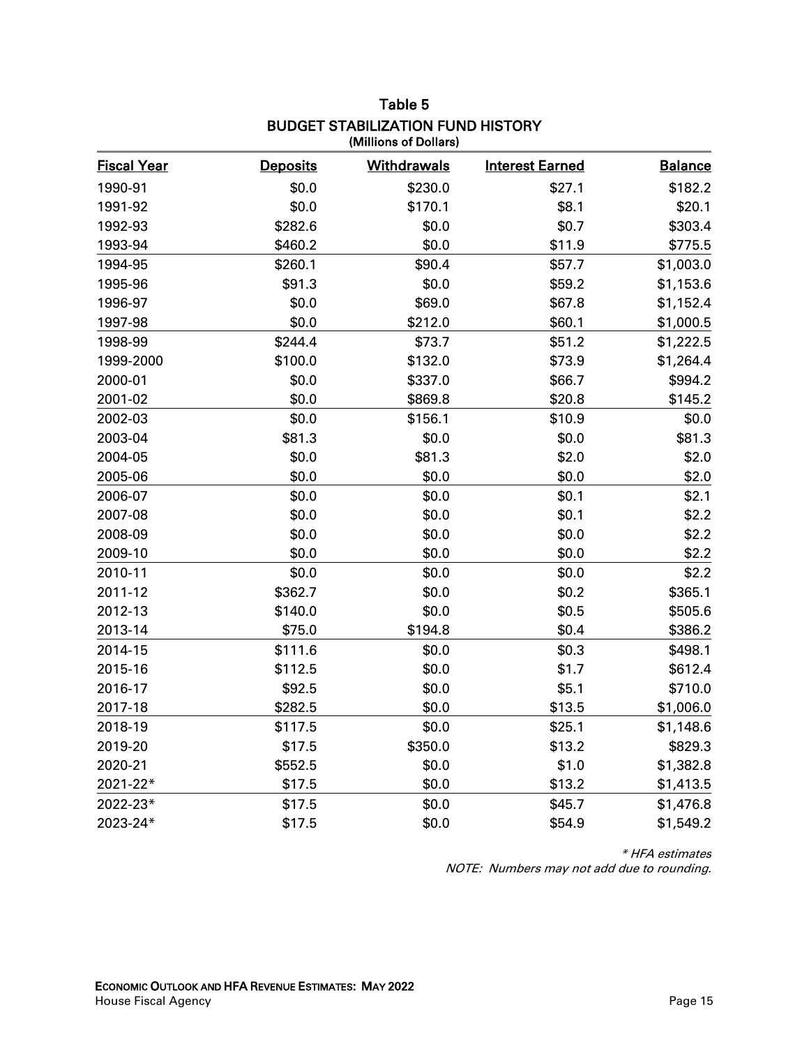## Table 5
## BUDGET STABILIZATION FUND HISTORY
(Millions of Dollars)

| Fiscal Year | Deposits | Withdrawals | Interest Earned | Balance |
|---|---|---|---|---|
| 1990-91 | $0.0 | $230.0 | $27.1 | $182.2 |
| 1991-92 | $0.0 | $170.1 | $8.1 | $20.1 |
| 1992-93 | $282.6 | $0.0 | $0.7 | $303.4 |
| 1993-94 | $460.2 | $0.0 | $11.9 | $775.5 |
| 1994-95 | $260.1 | $90.4 | $57.7 | $1,003.0 |
| 1995-96 | $91.3 | $0.0 | $59.2 | $1,153.6 |
| 1996-97 | $0.0 | $69.0 | $67.8 | $1,152.4 |
| 1997-98 | $0.0 | $212.0 | $60.1 | $1,000.5 |
| 1998-99 | $244.4 | $73.7 | $51.2 | $1,222.5 |
| 1999-2000 | $100.0 | $132.0 | $73.9 | $1,264.4 |
| 2000-01 | $0.0 | $337.0 | $66.7 | $994.2 |
| 2001-02 | $0.0 | $869.8 | $20.8 | $145.2 |
| 2002-03 | $0.0 | $156.1 | $10.9 | $0.0 |
| 2003-04 | $81.3 | $0.0 | $0.0 | $81.3 |
| 2004-05 | $0.0 | $81.3 | $2.0 | $2.0 |
| 2005-06 | $0.0 | $0.0 | $0.0 | $2.0 |
| 2006-07 | $0.0 | $0.0 | $0.1 | $2.1 |
| 2007-08 | $0.0 | $0.0 | $0.1 | $2.2 |
| 2008-09 | $0.0 | $0.0 | $0.0 | $2.2 |
| 2009-10 | $0.0 | $0.0 | $0.0 | $2.2 |
| 2010-11 | $0.0 | $0.0 | $0.0 | $2.2 |
| 2011-12 | $362.7 | $0.0 | $0.2 | $365.1 |
| 2012-13 | $140.0 | $0.0 | $0.5 | $505.6 |
| 2013-14 | $75.0 | $194.8 | $0.4 | $386.2 |
| 2014-15 | $111.6 | $0.0 | $0.3 | $498.1 |
| 2015-16 | $112.5 | $0.0 | $1.7 | $612.4 |
| 2016-17 | $92.5 | $0.0 | $5.1 | $710.0 |
| 2017-18 | $282.5 | $0.0 | $13.5 | $1,006.0 |
| 2018-19 | $117.5 | $0.0 | $25.1 | $1,148.6 |
| 2019-20 | $17.5 | $350.0 | $13.2 | $829.3 |
| 2020-21 | $552.5 | $0.0 | $1.0 | $1,382.8 |
| 2021-22* | $17.5 | $0.0 | $13.2 | $1,413.5 |
| 2022-23* | $17.5 | $0.0 | $45.7 | $1,476.8 |
| 2023-24* | $17.5 | $0.0 | $54.9 | $1,549.2 |

*\* HFA estimates*

*NOTE: Numbers may not add due to rounding.*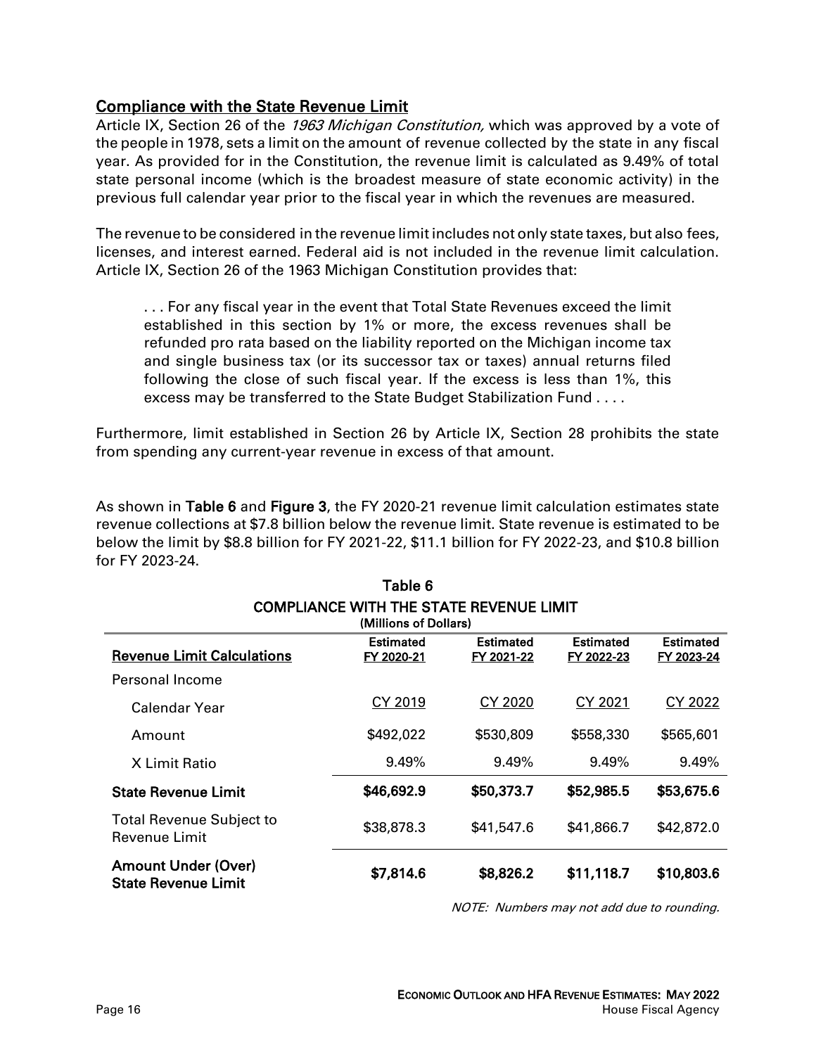## Compliance with the State Revenue Limit

Article IX, Section 26 of the *1963 Michigan Constitution,* which was approved by a vote of the people in 1978, sets a limit on the amount of revenue collected by the state in any fiscal year. As provided for in the Constitution, the revenue limit is calculated as 9.49% of total state personal income (which is the broadest measure of state economic activity) in the previous full calendar year prior to the fiscal year in which the revenues are measured.

The revenue to be considered in the revenue limit includes not only state taxes, but also fees, licenses, and interest earned. Federal aid is not included in the revenue limit calculation. Article IX, Section 26 of the 1963 Michigan Constitution provides that:

> . . . For any fiscal year in the event that Total State Revenues exceed the limit established in this section by 1% or more, the excess revenues shall be refunded pro rata based on the liability reported on the Michigan income tax and single business tax (or its successor tax or taxes) annual returns filed following the close of such fiscal year. If the excess is less than 1%, this excess may be transferred to the State Budget Stabilization Fund . . . .

Furthermore, limit established in Section 26 by Article IX, Section 28 prohibits the state from spending any current-year revenue in excess of that amount.

As shown in **Table 6** and **Figure 3**, the FY 2020-21 revenue limit calculation estimates state revenue collections at $7.8 billion below the revenue limit. State revenue is estimated to be below the limit by $8.8 billion for FY 2021-22, $11.1 billion for FY 2022-23, and $10.8 billion for FY 2023-24.

**Table 6**
**COMPLIANCE WITH THE STATE REVENUE LIMIT**
**(Millions of Dollars)**

| Revenue Limit Calculations | Estimated FY 2020-21 | Estimated FY 2021-22 | Estimated FY 2022-23 | Estimated FY 2023-24 |
|---|---|---|---|---|
| Personal Income | | | | |
| Calendar Year | CY 2019 | CY 2020 | CY 2021 | CY 2022 |
| Amount | $492,022 | $530,809 | $558,330 | $565,601 |
| X Limit Ratio | 9.49% | 9.49% | 9.49% | 9.49% |
| **State Revenue Limit** | **$46,692.9** | **$50,373.7** | **$52,985.5** | **$53,675.6** |
| Total Revenue Subject to Revenue Limit | $38,878.3 | $41,547.6 | $41,866.7 | $42,872.0 |
| **Amount Under (Over) State Revenue Limit** | **$7,814.6** | **$8,826.2** | **$11,118.7** | **$10,803.6** |

*NOTE: Numbers may not add due to rounding.*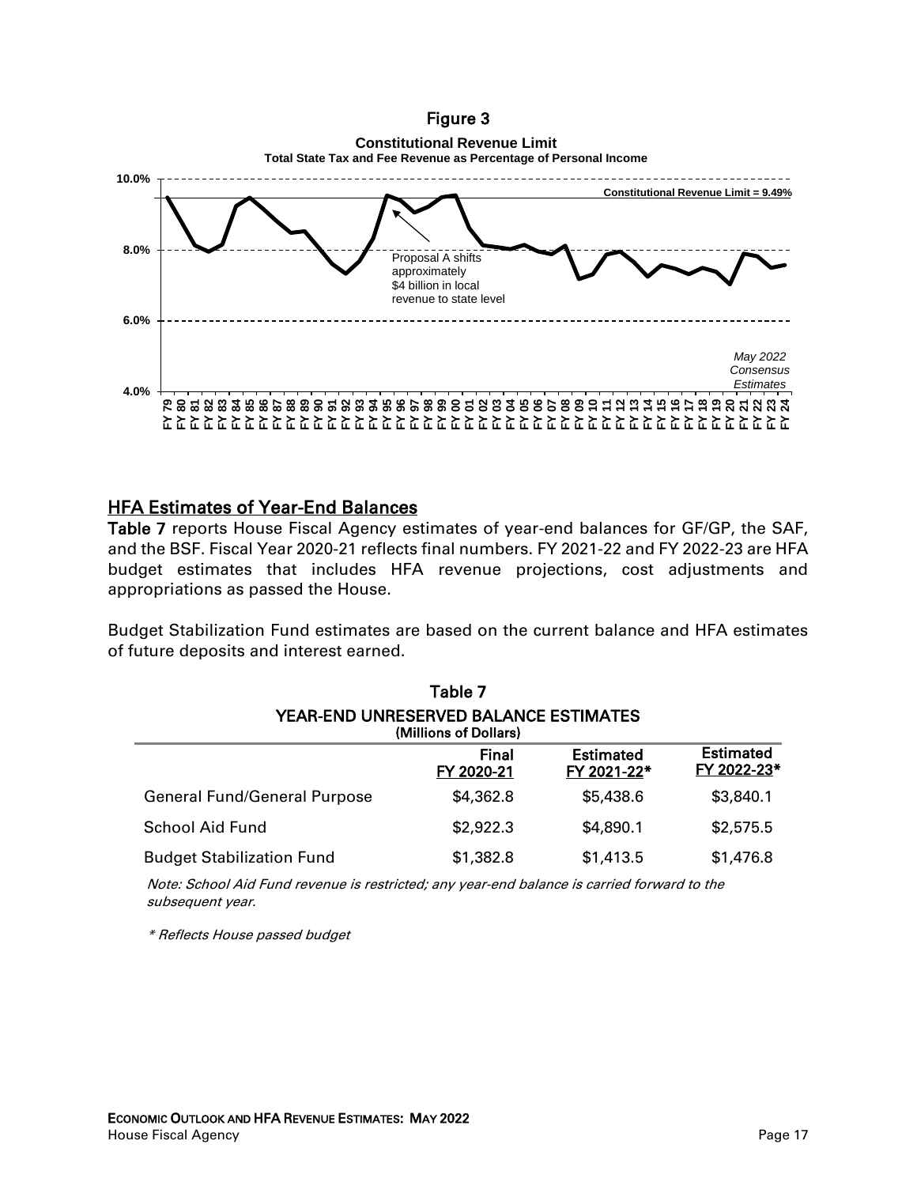## Figure 3

**Constitutional Revenue Limit**
**Total State Tax and Fee Revenue as Percentage of Personal Income**

Constitutional Revenue Limit = 9.49%

Proposal A shifts approximately $4 billion in local revenue to state level

*May 2022 Consensus Estimates*

## HFA Estimates of Year-End Balances

**Table 7** reports House Fiscal Agency estimates of year-end balances for GF/GP, the SAF, and the BSF. Fiscal Year 2020-21 reflects final numbers. FY 2021-22 and FY 2022-23 are HFA budget estimates that includes HFA revenue projections, cost adjustments and appropriations as passed the House.

Budget Stabilization Fund estimates are based on the current balance and HFA estimates of future deposits and interest earned.

**Table 7**
**YEAR-END UNRESERVED BALANCE ESTIMATES**
**(Millions of Dollars)**

| | Final FY 2020-21 | Estimated FY 2021-22* | Estimated FY 2022-23* |
|---|---|---|---|
| General Fund/General Purpose | $4,362.8 | $5,438.6 | $3,840.1 |
| School Aid Fund | $2,922.3 | $4,890.1 | $2,575.5 |
| Budget Stabilization Fund | $1,382.8 | $1,413.5 | $1,476.8 |

*Note: School Aid Fund revenue is restricted; any year-end balance is carried forward to the subsequent year.*

*\* Reflects House passed budget*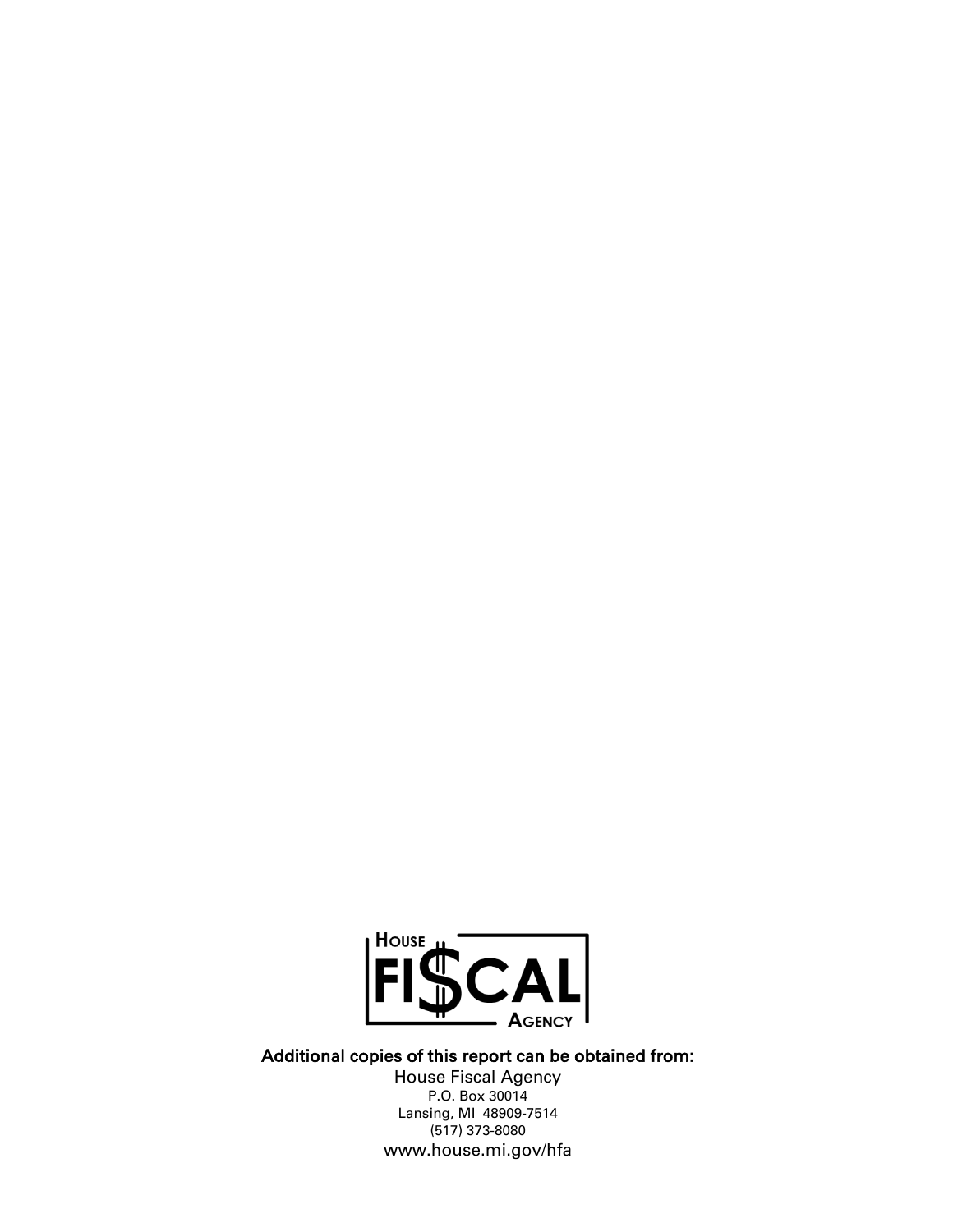HOUSE FI$CAL AGENCY

**Additional copies of this report can be obtained from:**

House Fiscal Agency
P.O. Box 30014
Lansing, MI 48909-7514
(517) 373-8080
www.house.mi.gov/hfa